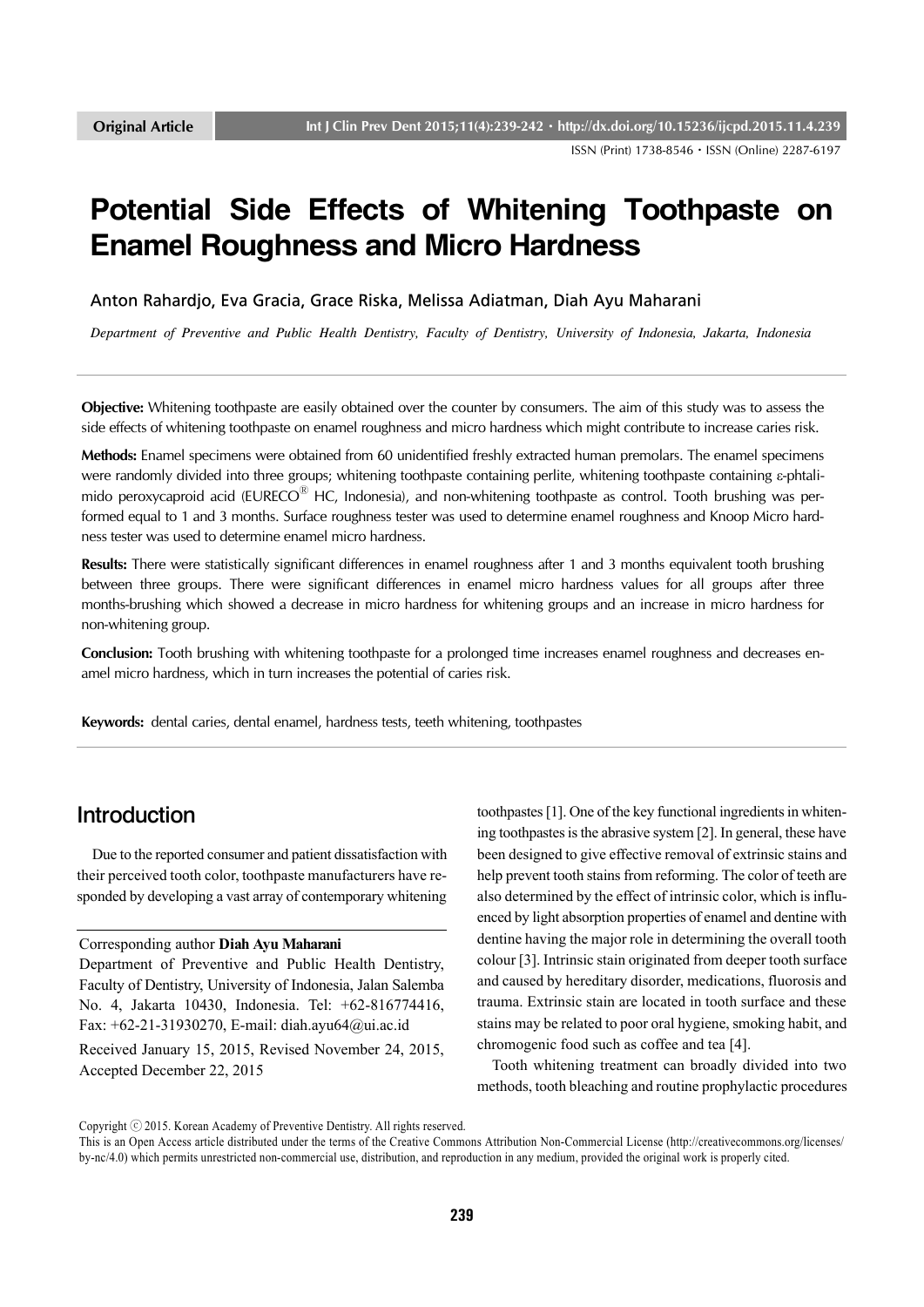Original Article

# Potential Side Effects of Whitening Toothpaste on Enamel Roughness and Micro Hardness

Anton Rahardjo, Eva Gracia, Grace Riska, Melissa Adiatman, Diah Ayu Maharani

*Department of Preventive and Public Health Dentistry, Faculty of Dentistry, University of Indonesia, Jakarta, Indonesia*

---

**Objective:** Whitening toothpaste are easily obtained over the counter by consumers. The aim of this study was to assess the side effects of whitening toothpaste on enamel roughness and micro hardness which might contribute to increase caries risk.

**Methods:** Enamel specimens were obtained from 60 unidentified freshly extracted human premolars. The enamel specimens were randomly divided into three groups; whitening toothpaste containing perlite, whitening toothpaste containing ε-phtalimido peroxycaproid acid (EURECO® HC, Indonesia), and non-whitening toothpaste as control. Tooth brushing was performed equal to 1 and 3 months. Surface roughness tester was used to determine enamel roughness and Knoop Micro hardness tester was used to determine enamel micro hardness.

**Results:** There were statistically significant differences in enamel roughness after 1 and 3 months equivalent tooth brushing between three groups. There were significant differences in enamel micro hardness values for all groups after three months-brushing which showed a decrease in micro hardness for whitening groups and an increase in micro hardness for non-whitening group.

**Conclusion:** Tooth brushing with whitening toothpaste for a prolonged time increases enamel roughness and decreases enamel micro hardness, which in turn increases the potential of caries risk.

**Keywords:** dental caries, dental enamel, hardness tests, teeth whitening, toothpastes

---

## Introduction

Due to the reported consumer and patient dissatisfaction with their perceived tooth color, toothpaste manufacturers have responded by developing a vast array of contemporary whitening toothpastes [1]. One of the key functional ingredients in whitening toothpastes is the abrasive system [2]. In general, these have been designed to give effective removal of extrinsic stains and help prevent tooth stains from reforming. The color of teeth are also determined by the effect of intrinsic color, which is influenced by light absorption properties of enamel and dentine with dentine having the major role in determining the overall tooth colour [3]. Intrinsic stain originated from deeper tooth surface and caused by hereditary disorder, medications, fluorosis and trauma. Extrinsic stain are located in tooth surface and these stains may be related to poor oral hygiene, smoking habit, and chromogenic food such as coffee and tea [4].

Tooth whitening treatment can broadly divided into two methods, tooth bleaching and routine prophylactic procedures

Corresponding author **Diah Ayu Maharani**
Department of Preventive and Public Health Dentistry, Faculty of Dentistry, University of Indonesia, Jalan Salemba No. 4, Jakarta 10430, Indonesia. Tel: +62-816774416, Fax: +62-21-31930270, E-mail: diah.ayu64@ui.ac.id

Received January 15, 2015, Revised November 24, 2015, Accepted December 22, 2015

Copyright ⓒ 2015. Korean Academy of Preventive Dentistry. All rights reserved.
This is an Open Access article distributed under the terms of the Creative Commons Attribution Non-Commercial License (http://creativecommons.org/licenses/by-nc/4.0) which permits unrestricted non-commercial use, distribution, and reproduction in any medium, provided the original work is properly cited.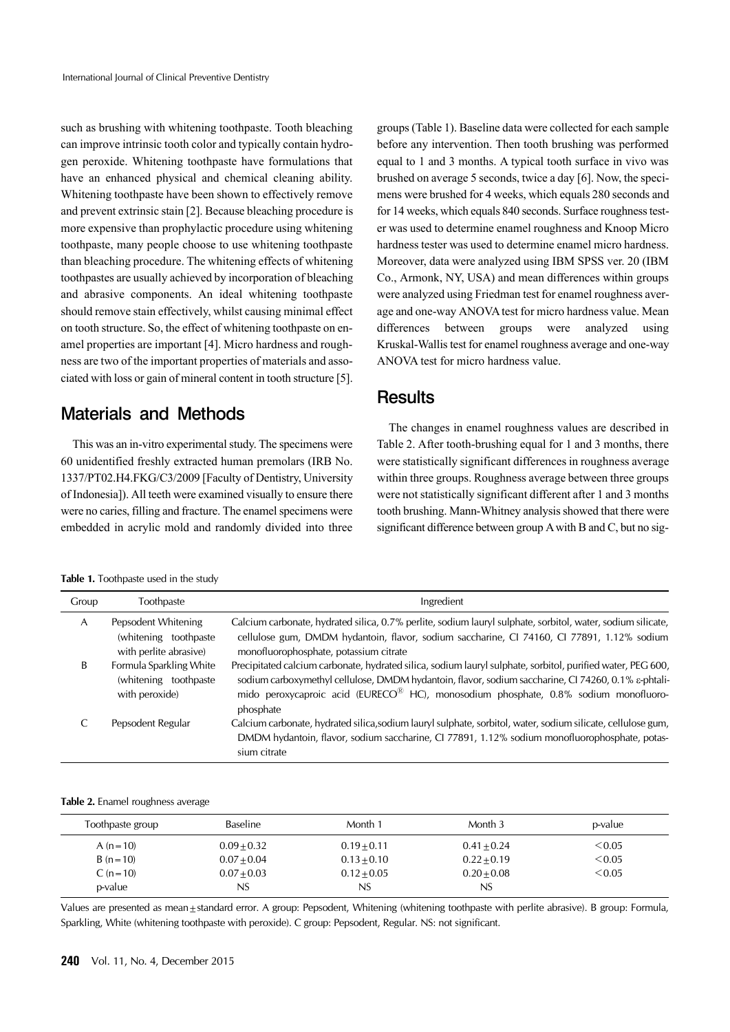such as brushing with whitening toothpaste. Tooth bleaching can improve intrinsic tooth color and typically contain hydrogen peroxide. Whitening toothpaste have formulations that have an enhanced physical and chemical cleaning ability. Whitening toothpaste have been shown to effectively remove and prevent extrinsic stain [2]. Because bleaching procedure is more expensive than prophylactic procedure using whitening toothpaste, many people choose to use whitening toothpaste than bleaching procedure. The whitening effects of whitening toothpastes are usually achieved by incorporation of bleaching and abrasive components. An ideal whitening toothpaste should remove stain effectively, whilst causing minimal effect on tooth structure. So, the effect of whitening toothpaste on enamel properties are important [4]. Micro hardness and roughness are two of the important properties of materials and associated with loss or gain of mineral content in tooth structure [5].

## Materials and Methods

This was an in-vitro experimental study. The specimens were 60 unidentified freshly extracted human premolars (IRB No. 1337/PT02.H4.FKG/C3/2009 [Faculty of Dentistry, University of Indonesia]). All teeth were examined visually to ensure there were no caries, filling and fracture. The enamel specimens were embedded in acrylic mold and randomly divided into three groups (Table 1). Baseline data were collected for each sample before any intervention. Then tooth brushing was performed equal to 1 and 3 months. A typical tooth surface in vivo was brushed on average 5 seconds, twice a day [6]. Now, the specimens were brushed for 4 weeks, which equals 280 seconds and for 14 weeks, which equals 840 seconds. Surface roughness tester was used to determine enamel roughness and Knoop Micro hardness tester was used to determine enamel micro hardness. Moreover, data were analyzed using IBM SPSS ver. 20 (IBM Co., Armonk, NY, USA) and mean differences within groups were analyzed using Friedman test for enamel roughness average and one-way ANOVA test for micro hardness value. Mean differences between groups were analyzed using Kruskal-Wallis test for enamel roughness average and one-way ANOVA test for micro hardness value.

## Results

The changes in enamel roughness values are described in Table 2. After tooth-brushing equal for 1 and 3 months, there were statistically significant differences in roughness average within three groups. Roughness average between three groups were not statistically significant different after 1 and 3 months tooth brushing. Mann-Whitney analysis showed that there were significant difference between group A with B and C, but no sig-

**Table 1.** Toothpaste used in the study

| Group | Toothpaste | Ingredient |
|---|---|---|
| A | Pepsodent Whitening (whitening toothpaste with perlite abrasive) | Calcium carbonate, hydrated silica, 0.7% perlite, sodium lauryl sulphate, sorbitol, water, sodium silicate, cellulose gum, DMDM hydantoin, flavor, sodium saccharine, CI 74160, CI 77891, 1.12% sodium monofluorophosphate, potassium citrate |
| B | Formula Sparkling White (whitening toothpaste with peroxide) | Precipitated calcium carbonate, hydrated silica, sodium lauryl sulphate, sorbitol, purified water, PEG 600, sodium carboxymethyl cellulose, DMDM hydantoin, flavor, sodium saccharine, CI 74260, 0.1% ε-phtalimido peroxycaproic acid (EURECO® HC), monosodium phosphate, 0.8% sodium monofluorophosphate |
| C | Pepsodent Regular | Calcium carbonate, hydrated silica,sodium lauryl sulphate, sorbitol, water, sodium silicate, cellulose gum, DMDM hydantoin, flavor, sodium saccharine, CI 77891, 1.12% sodium monofluorophosphate, potassium citrate |

**Table 2.** Enamel roughness average

| Toothpaste group | Baseline | Month 1 | Month 3 | p-value |
|---|---|---|---|---|
| A (n=10) | $0.09\pm0.32$ | $0.19\pm0.11$ | $0.41\pm0.24$ | $<0.05$ |
| B (n=10) | $0.07\pm0.04$ | $0.13\pm0.10$ | $0.22\pm0.19$ | $<0.05$ |
| C (n=10) | $0.07\pm0.03$ | $0.12\pm0.05$ | $0.20\pm0.08$ | $<0.05$ |
| p-value | NS | NS | NS | |

Values are presented as mean±standard error. A group: Pepsodent, Whitening (whitening toothpaste with perlite abrasive). B group: Formula, Sparkling, White (whitening toothpaste with peroxide). C group: Pepsodent, Regular. NS: not significant.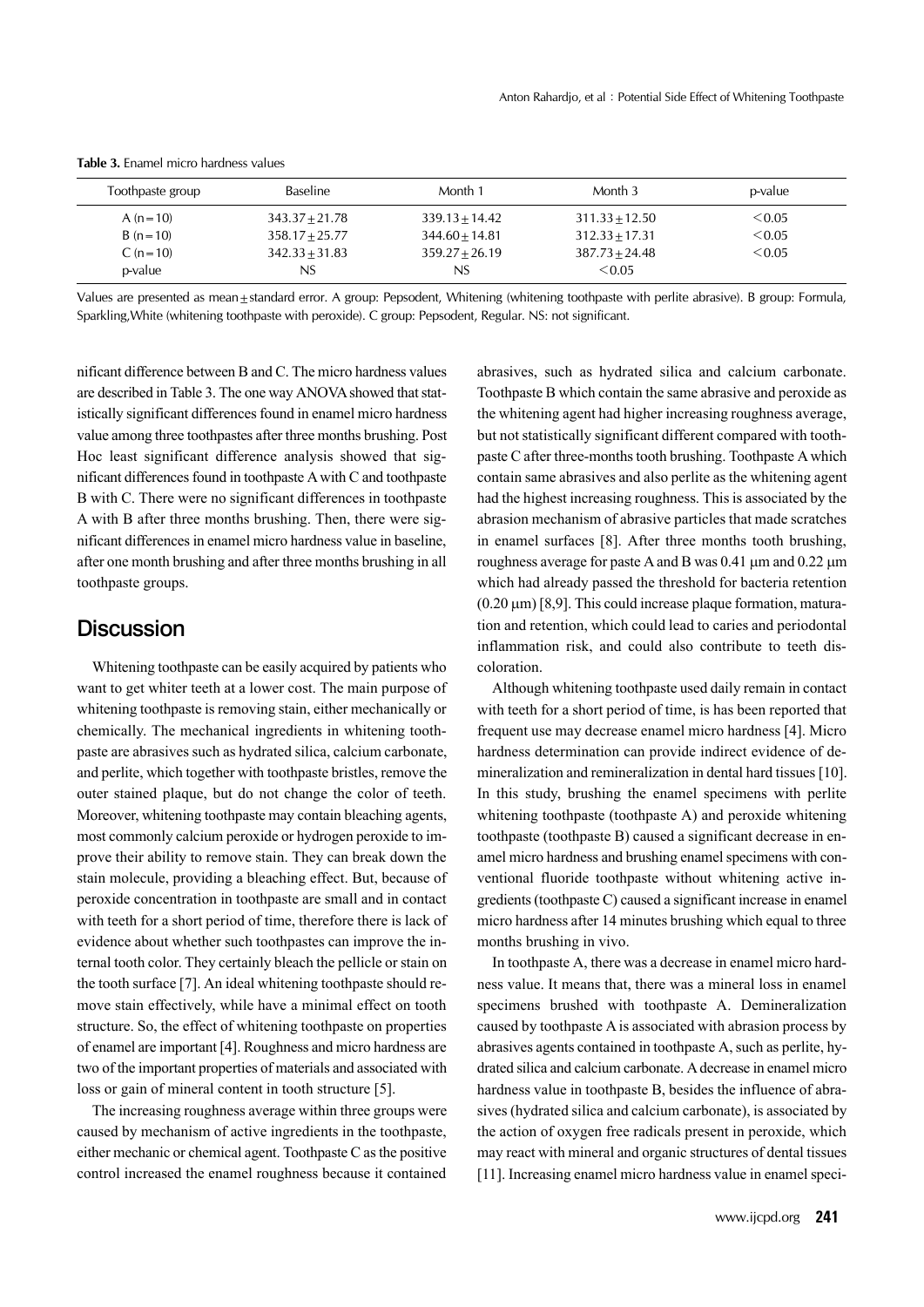**Table 3.** Enamel micro hardness values

| Toothpaste group | Baseline | Month 1 | Month 3 | p-value |
|---|---|---|---|---|
| A (n = 10) | 343.37 ± 21.78 | 339.13 ± 14.42 | 311.33 ± 12.50 | < 0.05 |
| B (n = 10) | 358.17 ± 25.77 | 344.60 ± 14.81 | 312.33 ± 17.31 | < 0.05 |
| C (n = 10) | 342.33 ± 31.83 | 359.27 ± 26.19 | 387.73 ± 24.48 | < 0.05 |
| p-value | NS | NS | < 0.05 | |

Values are presented as mean ± standard error. A group: Pepsodent, Whitening (whitening toothpaste with perlite abrasive). B group: Formula, Sparkling,White (whitening toothpaste with peroxide). C group: Pepsodent, Regular. NS: not significant.

nificant difference between B and C. The micro hardness values are described in Table 3. The one way ANOVA showed that statistically significant differences found in enamel micro hardness value among three toothpastes after three months brushing. Post Hoc least significant difference analysis showed that significant differences found in toothpaste A with C and toothpaste B with C. There were no significant differences in toothpaste A with B after three months brushing. Then, there were significant differences in enamel micro hardness value in baseline, after one month brushing and after three months brushing in all toothpaste groups.

## Discussion

Whitening toothpaste can be easily acquired by patients who want to get whiter teeth at a lower cost. The main purpose of whitening toothpaste is removing stain, either mechanically or chemically. The mechanical ingredients in whitening toothpaste are abrasives such as hydrated silica, calcium carbonate, and perlite, which together with toothpaste bristles, remove the outer stained plaque, but do not change the color of teeth. Moreover, whitening toothpaste may contain bleaching agents, most commonly calcium peroxide or hydrogen peroxide to improve their ability to remove stain. They can break down the stain molecule, providing a bleaching effect. But, because of peroxide concentration in toothpaste are small and in contact with teeth for a short period of time, therefore there is lack of evidence about whether such toothpastes can improve the internal tooth color. They certainly bleach the pellicle or stain on the tooth surface [7]. An ideal whitening toothpaste should remove stain effectively, while have a minimal effect on tooth structure. So, the effect of whitening toothpaste on properties of enamel are important [4]. Roughness and micro hardness are two of the important properties of materials and associated with loss or gain of mineral content in tooth structure [5].

The increasing roughness average within three groups were caused by mechanism of active ingredients in the toothpaste, either mechanic or chemical agent. Toothpaste C as the positive control increased the enamel roughness because it contained abrasives, such as hydrated silica and calcium carbonate. Toothpaste B which contain the same abrasive and peroxide as the whitening agent had higher increasing roughness average, but not statistically significant different compared with toothpaste C after three-months tooth brushing. Toothpaste A which contain same abrasives and also perlite as the whitening agent had the highest increasing roughness. This is associated by the abrasion mechanism of abrasive particles that made scratches in enamel surfaces [8]. After three months tooth brushing, roughness average for paste A and B was 0.41 μm and 0.22 μm which had already passed the threshold for bacteria retention (0.20 μm) [8,9]. This could increase plaque formation, maturation and retention, which could lead to caries and periodontal inflammation risk, and could also contribute to teeth discoloration.

Although whitening toothpaste used daily remain in contact with teeth for a short period of time, is has been reported that frequent use may decrease enamel micro hardness [4]. Micro hardness determination can provide indirect evidence of demineralization and remineralization in dental hard tissues [10]. In this study, brushing the enamel specimens with perlite whitening toothpaste (toothpaste A) and peroxide whitening toothpaste (toothpaste B) caused a significant decrease in enamel micro hardness and brushing enamel specimens with conventional fluoride toothpaste without whitening active ingredients (toothpaste C) caused a significant increase in enamel micro hardness after 14 minutes brushing which equal to three months brushing in vivo.

In toothpaste A, there was a decrease in enamel micro hardness value. It means that, there was a mineral loss in enamel specimens brushed with toothpaste A. Demineralization caused by toothpaste A is associated with abrasion process by abrasives agents contained in toothpaste A, such as perlite, hydrated silica and calcium carbonate. A decrease in enamel micro hardness value in toothpaste B, besides the influence of abrasives (hydrated silica and calcium carbonate), is associated by the action of oxygen free radicals present in peroxide, which may react with mineral and organic structures of dental tissues [11]. Increasing enamel micro hardness value in enamel speci-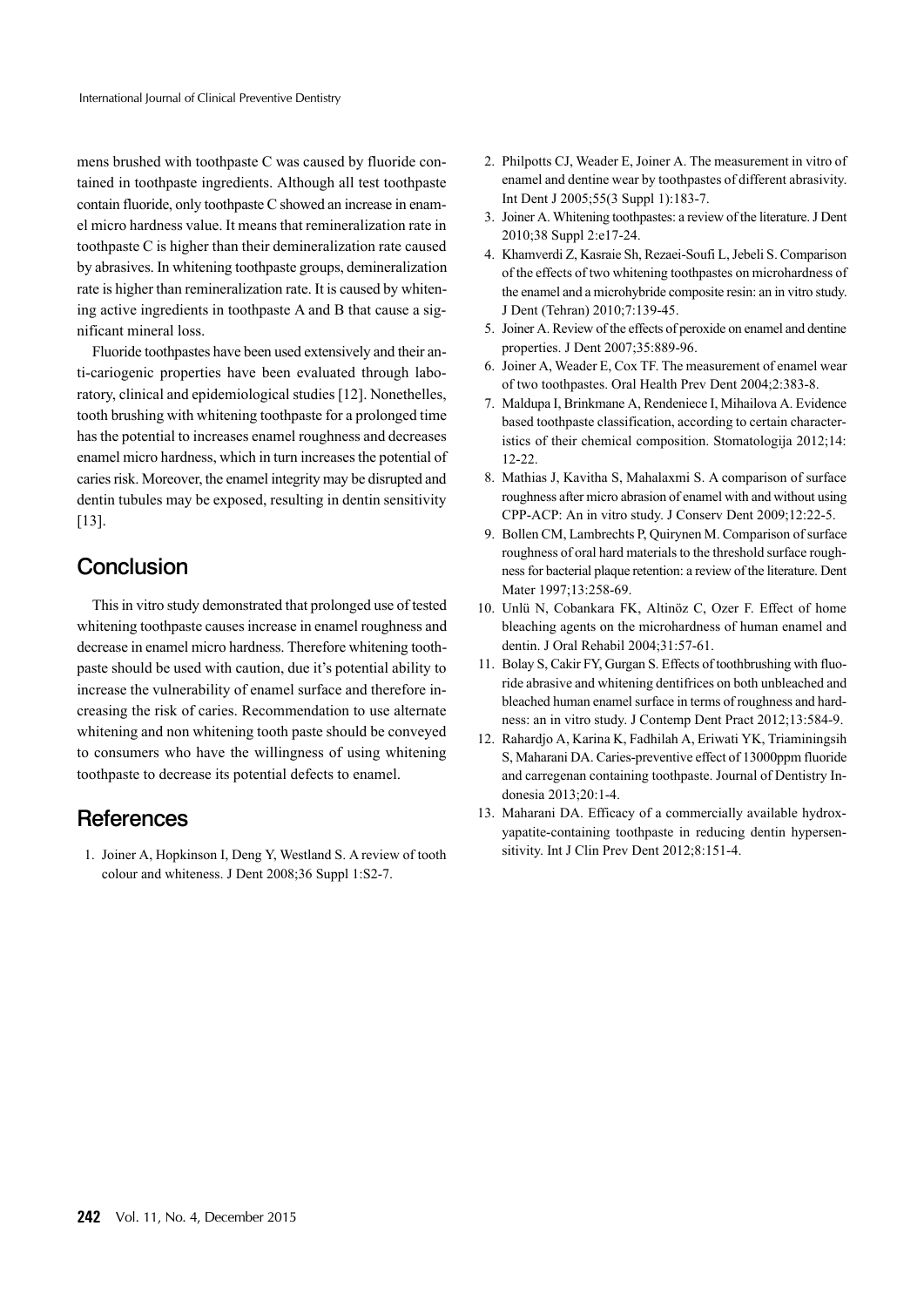mens brushed with toothpaste C was caused by fluoride contained in toothpaste ingredients. Although all test toothpaste contain fluoride, only toothpaste C showed an increase in enamel micro hardness value. It means that remineralization rate in toothpaste C is higher than their demineralization rate caused by abrasives. In whitening toothpaste groups, demineralization rate is higher than remineralization rate. It is caused by whitening active ingredients in toothpaste A and B that cause a significant mineral loss.

Fluoride toothpastes have been used extensively and their anti-cariogenic properties have been evaluated through laboratory, clinical and epidemiological studies [12]. Nonethelles, tooth brushing with whitening toothpaste for a prolonged time has the potential to increases enamel roughness and decreases enamel micro hardness, which in turn increases the potential of caries risk. Moreover, the enamel integrity may be disrupted and dentin tubules may be exposed, resulting in dentin sensitivity [13].

## Conclusion

This in vitro study demonstrated that prolonged use of tested whitening toothpaste causes increase in enamel roughness and decrease in enamel micro hardness. Therefore whitening toothpaste should be used with caution, due it's potential ability to increase the vulnerability of enamel surface and therefore increasing the risk of caries. Recommendation to use alternate whitening and non whitening tooth paste should be conveyed to consumers who have the willingness of using whitening toothpaste to decrease its potential defects to enamel.

## References

1. Joiner A, Hopkinson I, Deng Y, Westland S. A review of tooth colour and whiteness. J Dent 2008;36 Suppl 1:S2-7.
2. Philpotts CJ, Weader E, Joiner A. The measurement in vitro of enamel and dentine wear by toothpastes of different abrasivity. Int Dent J 2005;55(3 Suppl 1):183-7.
3. Joiner A. Whitening toothpastes: a review of the literature. J Dent 2010;38 Suppl 2:e17-24.
4. Khamverdi Z, Kasraie Sh, Rezaei-Soufi L, Jebeli S. Comparison of the effects of two whitening toothpastes on microhardness of the enamel and a microhybride composite resin: an in vitro study. J Dent (Tehran) 2010;7:139-45.
5. Joiner A. Review of the effects of peroxide on enamel and dentine properties. J Dent 2007;35:889-96.
6. Joiner A, Weader E, Cox TF. The measurement of enamel wear of two toothpastes. Oral Health Prev Dent 2004;2:383-8.
7. Maldupa I, Brinkmane A, Rendeniece I, Mihailova A. Evidence based toothpaste classification, according to certain characteristics of their chemical composition. Stomatologija 2012;14:12-22.
8. Mathias J, Kavitha S, Mahalaxmi S. A comparison of surface roughness after micro abrasion of enamel with and without using CPP-ACP: An in vitro study. J Conserv Dent 2009;12:22-5.
9. Bollen CM, Lambrechts P, Quirynen M. Comparison of surface roughness of oral hard materials to the threshold surface roughness for bacterial plaque retention: a review of the literature. Dent Mater 1997;13:258-69.
10. Unlü N, Cobankara FK, Altinöz C, Ozer F. Effect of home bleaching agents on the microhardness of human enamel and dentin. J Oral Rehabil 2004;31:57-61.
11. Bolay S, Cakir FY, Gurgan S. Effects of toothbrushing with fluoride abrasive and whitening dentifrices on both unbleached and bleached human enamel surface in terms of roughness and hardness: an in vitro study. J Contemp Dent Pract 2012;13:584-9.
12. Rahardjo A, Karina K, Fadhilah A, Eriwati YK, Triaminingsih S, Maharani DA. Caries-preventive effect of 13000ppm fluoride and carregenan containing toothpaste. Journal of Dentistry Indonesia 2013;20:1-4.
13. Maharani DA. Efficacy of a commercially available hydroxyapatite-containing toothpaste in reducing dentin hypersensitivity. Int J Clin Prev Dent 2012;8:151-4.